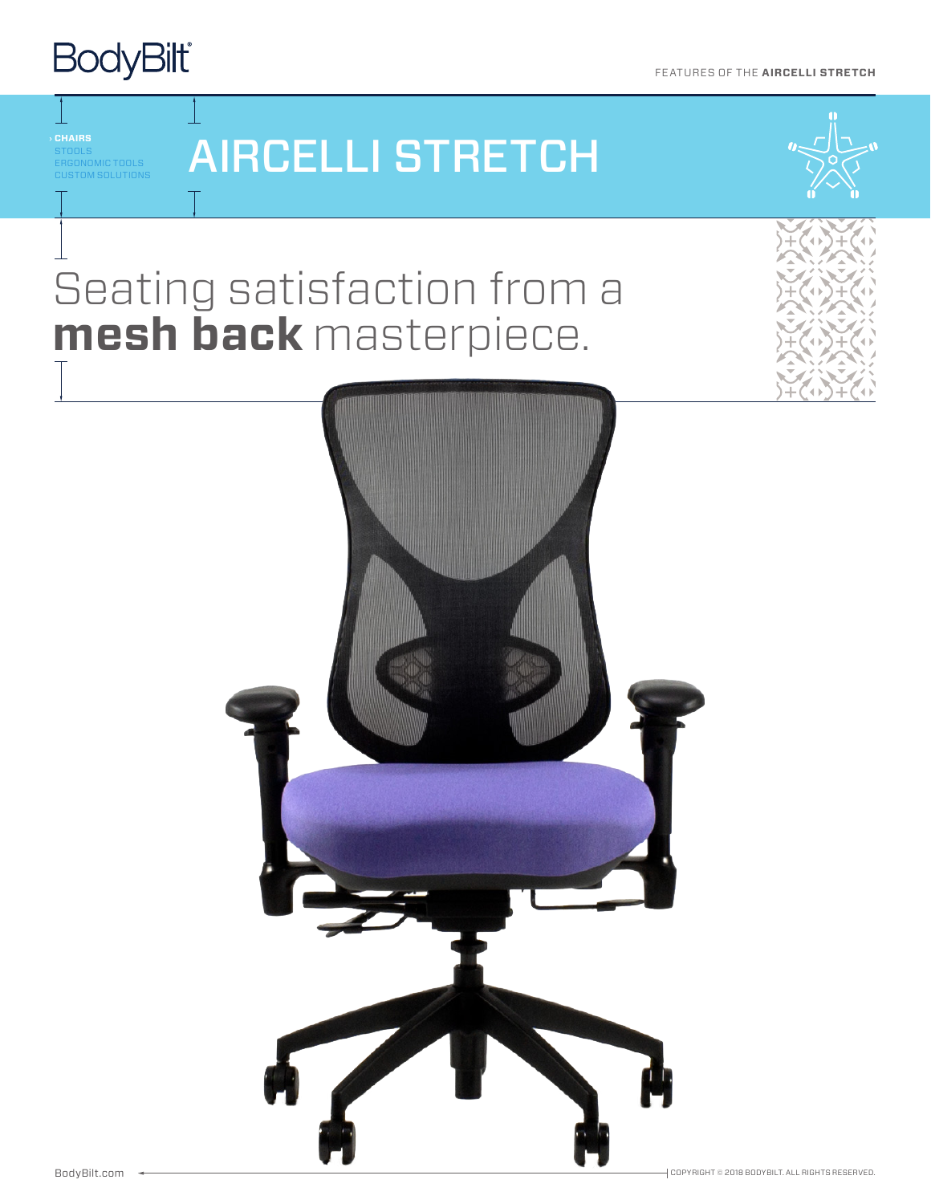BodyBilt

› CHAIRS
STOOLS
ERGONOMIC TOOLS
CUSTOM SOLUTIONS

# AIRCELLI STRETCH

## Seating satisfaction from a **mesh back** masterpiece.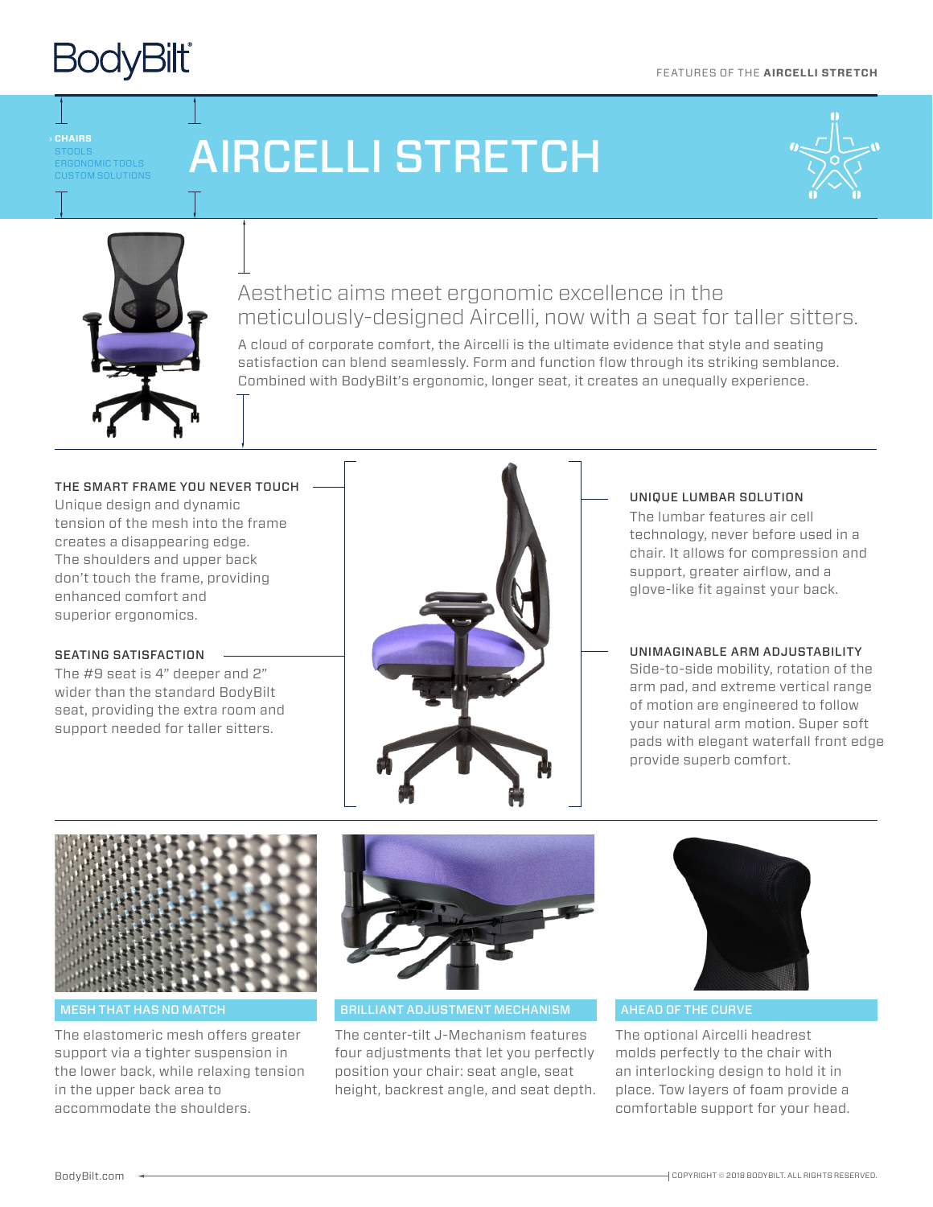BodyBilt®

FEATURES OF THE **AIRCELLI STRETCH**

› **CHAIRS**
STOOLS
ERGONOMIC TOOLS
CUSTOM SOLUTIONS

# AIRCELLI STRETCH

## Aesthetic aims meet ergonomic excellence in the meticulously-designed Aircelli, now with a seat for taller sitters.

A cloud of corporate comfort, the Aircelli is the ultimate evidence that style and seating satisfaction can blend seamlessly. Form and function flow through its striking semblance. Combined with BodyBilt's ergonomic, longer seat, it creates an unequally experience.

### THE SMART FRAME YOU NEVER TOUCH

Unique design and dynamic tension of the mesh into the frame creates a disappearing edge. The shoulders and upper back don't touch the frame, providing enhanced comfort and superior ergonomics.

### SEATING SATISFACTION

The #9 seat is 4" deeper and 2" wider than the standard BodyBilt seat, providing the extra room and support needed for taller sitters.

### UNIQUE LUMBAR SOLUTION

The lumbar features air cell technology, never before used in a chair. It allows for compression and support, greater airflow, and a glove-like fit against your back.

### UNIMAGINABLE ARM ADJUSTABILITY

Side-to-side mobility, rotation of the arm pad, and extreme vertical range of motion are engineered to follow your natural arm motion. Super soft pads with elegant waterfall front edge provide superb comfort.

### MESH THAT HAS NO MATCH

The elastomeric mesh offers greater support via a tighter suspension in the lower back, while relaxing tension in the upper back area to accommodate the shoulders.

### BRILLIANT ADJUSTMENT MECHANISM

The center-tilt J-Mechanism features four adjustments that let you perfectly position your chair: seat angle, seat height, backrest angle, and seat depth.

### AHEAD OF THE CURVE

The optional Aircelli headrest molds perfectly to the chair with an interlocking design to hold it in place. Tow layers of foam provide a comfortable support for your head.

BodyBilt.com

COPYRIGHT © 2018 BODYBILT. ALL RIGHTS RESERVED.